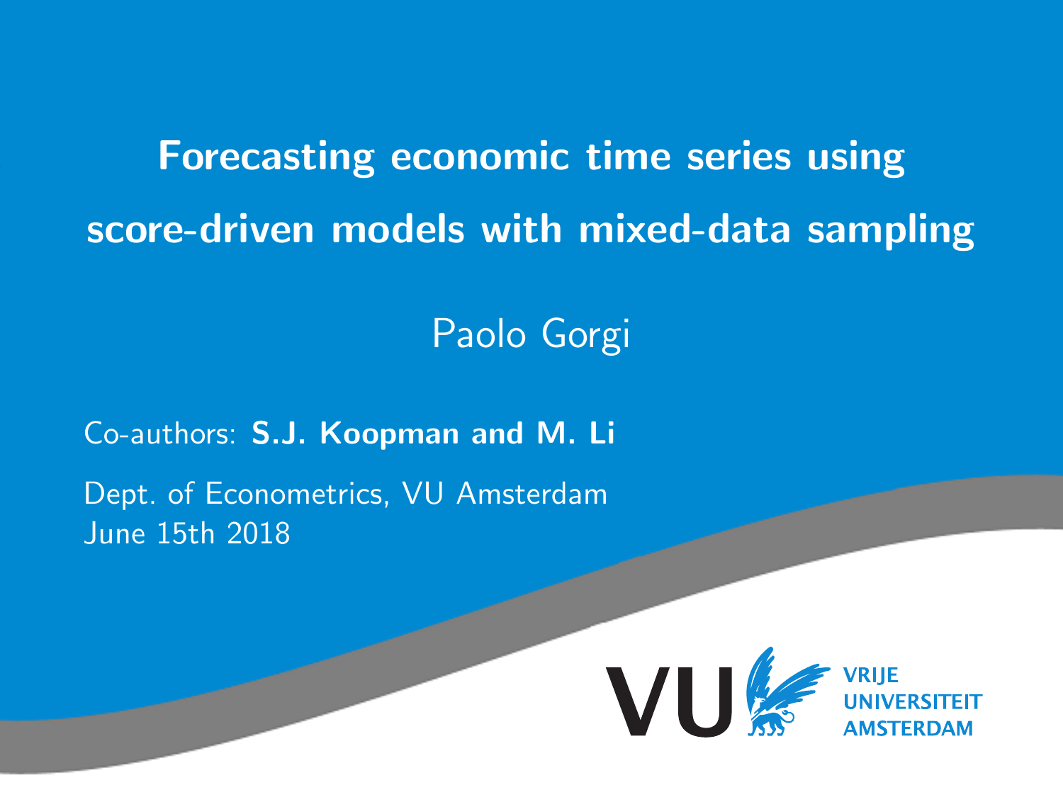# Forecasting economic time series using score-driven models with mixed-data sampling

Paolo Gorgi

Co-authors: **S.J. Koopman and M. Li**

Dept. of Econometrics, VU Amsterdam
June 15th 2018

VU VRIJE UNIVERSITEIT AMSTERDAM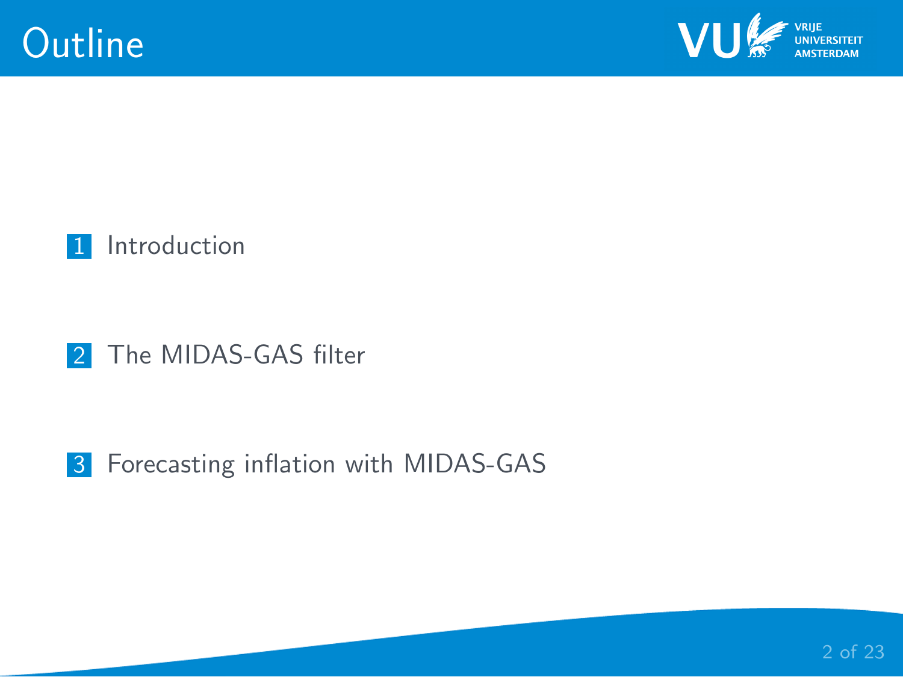# Outline

1. Introduction

2. The MIDAS-GAS filter

3. Forecasting inflation with MIDAS-GAS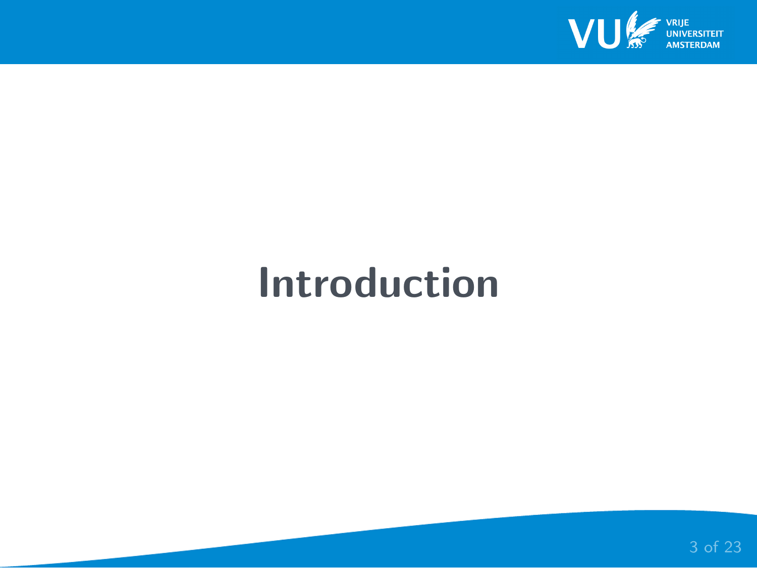# Introduction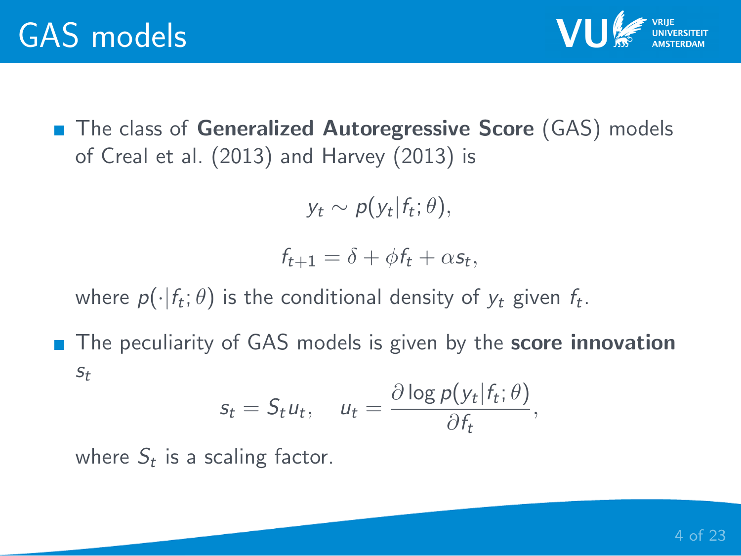# GAS models

- The class of **Generalized Autoregressive Score** (GAS) models of Creal et al. (2013) and Harvey (2013) is

$$y_t \sim p(y_t | f_t; \theta),$$

$$f_{t+1} = \delta + \phi f_t + \alpha s_t,$$

where $p(\cdot | f_t; \theta)$ is the conditional density of $y_t$ given $f_t$.

- The peculiarity of GAS models is given by the **score innovation** $s_t$

$$s_t = S_t u_t, \quad u_t = \frac{\partial \log p(y_t | f_t; \theta)}{\partial f_t},$$

where $S_t$ is a scaling factor.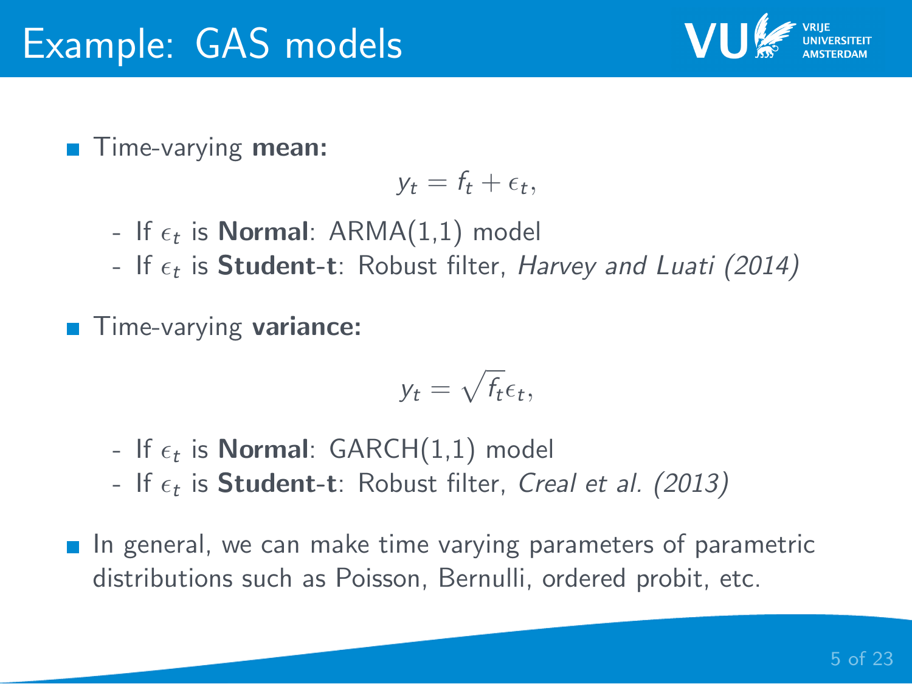# Example: GAS models

- Time-varying **mean:**

$$y_t = f_t + \epsilon_t,$$

  - If $\epsilon_t$ is **Normal**: ARMA(1,1) model
  - If $\epsilon_t$ is **Student-t**: Robust filter, *Harvey and Luati (2014)*

- Time-varying **variance:**

$$y_t = \sqrt{f_t}\epsilon_t,$$

  - If $\epsilon_t$ is **Normal**: GARCH(1,1) model
  - If $\epsilon_t$ is **Student-t**: Robust filter, *Creal et al. (2013)*

- In general, we can make time varying parameters of parametric distributions such as Poisson, Bernulli, ordered probit, etc.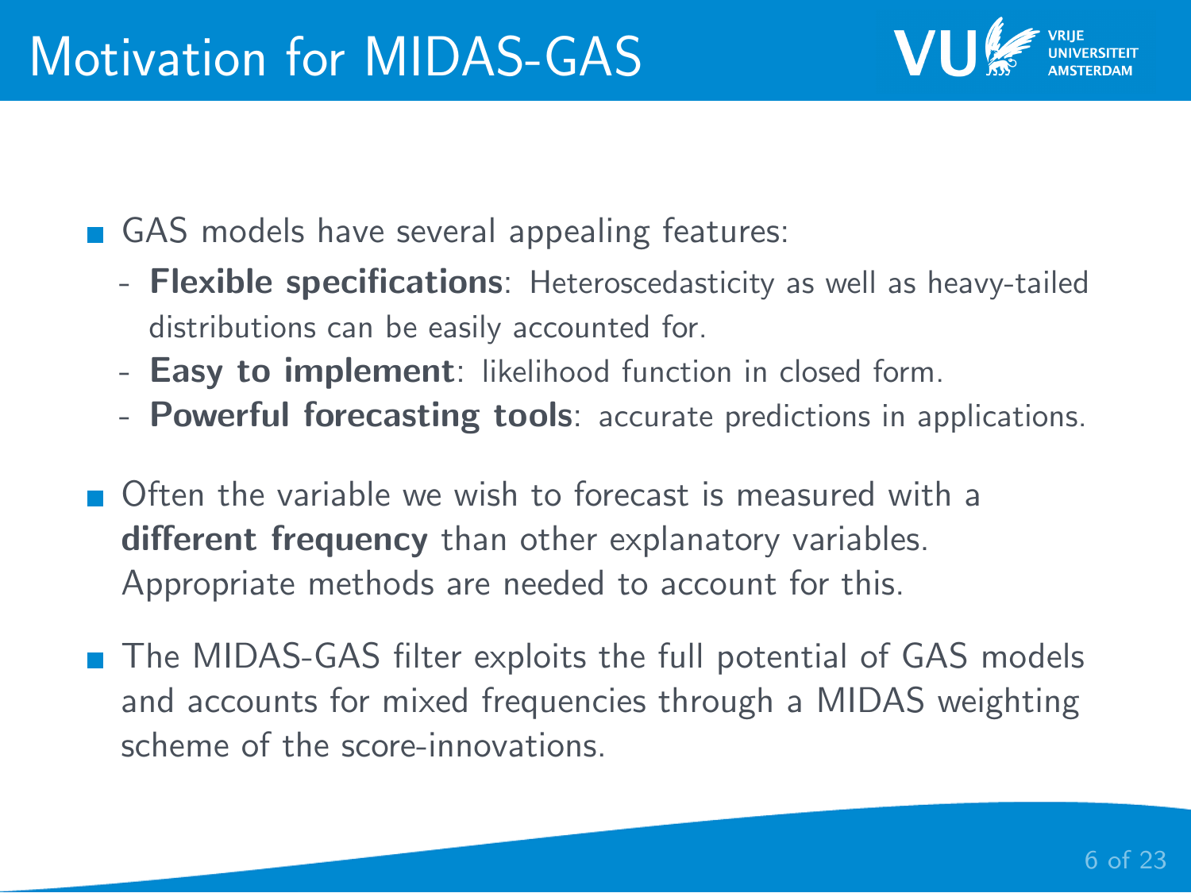# Motivation for MIDAS-GAS

- GAS models have several appealing features:
  - **Flexible specifications**: Heteroscedasticity as well as heavy-tailed distributions can be easily accounted for.
  - **Easy to implement**: likelihood function in closed form.
  - **Powerful forecasting tools**: accurate predictions in applications.
- Often the variable we wish to forecast is measured with a **different frequency** than other explanatory variables. Appropriate methods are needed to account for this.
- The MIDAS-GAS filter exploits the full potential of GAS models and accounts for mixed frequencies through a MIDAS weighting scheme of the score-innovations.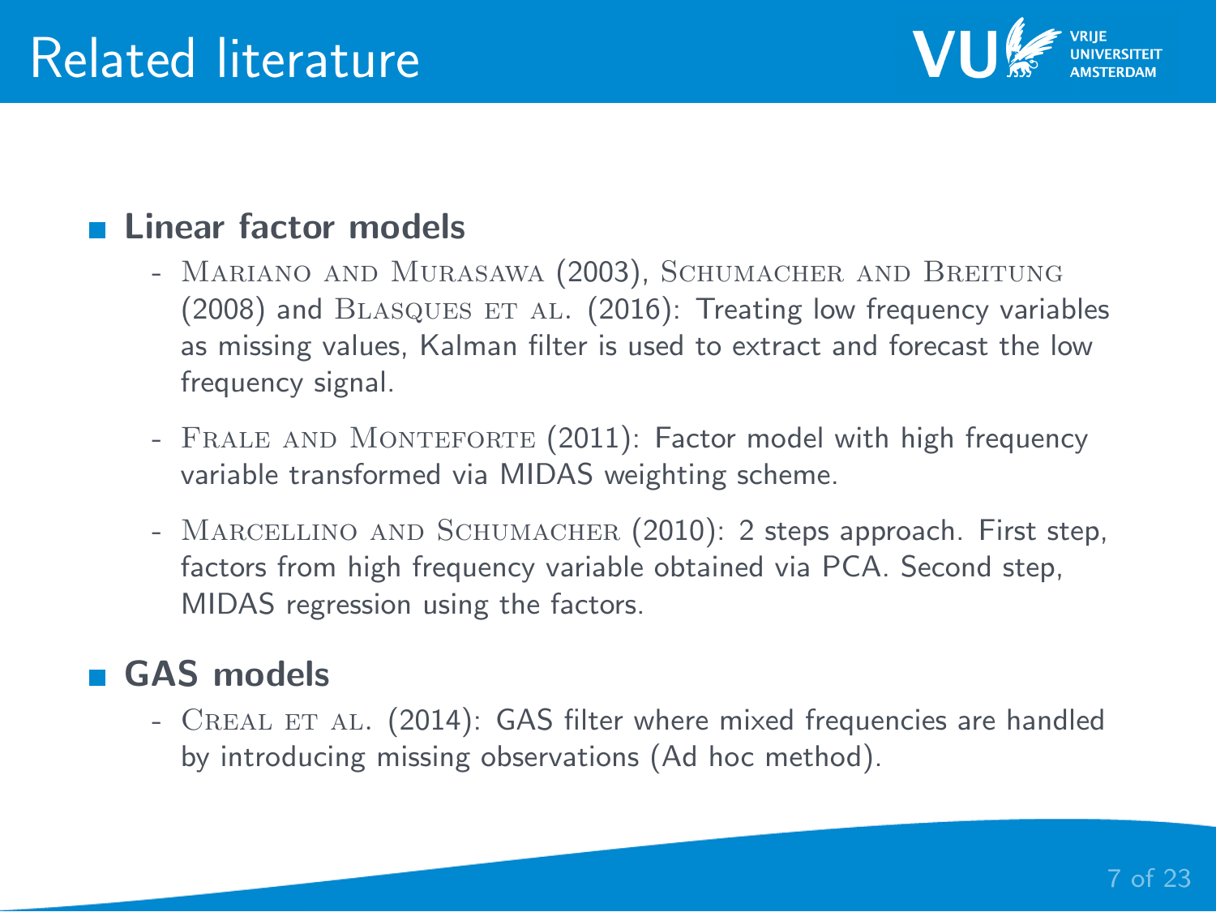# Related literature

- **Linear factor models**
  - Mariano and Murasawa (2003), Schumacher and Breitung (2008) and Blasques et al. (2016): Treating low frequency variables as missing values, Kalman filter is used to extract and forecast the low frequency signal.
  - Frale and Monteforte (2011): Factor model with high frequency variable transformed via MIDAS weighting scheme.
  - Marcellino and Schumacher (2010): 2 steps approach. First step, factors from high frequency variable obtained via PCA. Second step, MIDAS regression using the factors.
- **GAS models**
  - Creal et al. (2014): GAS filter where mixed frequencies are handled by introducing missing observations (Ad hoc method).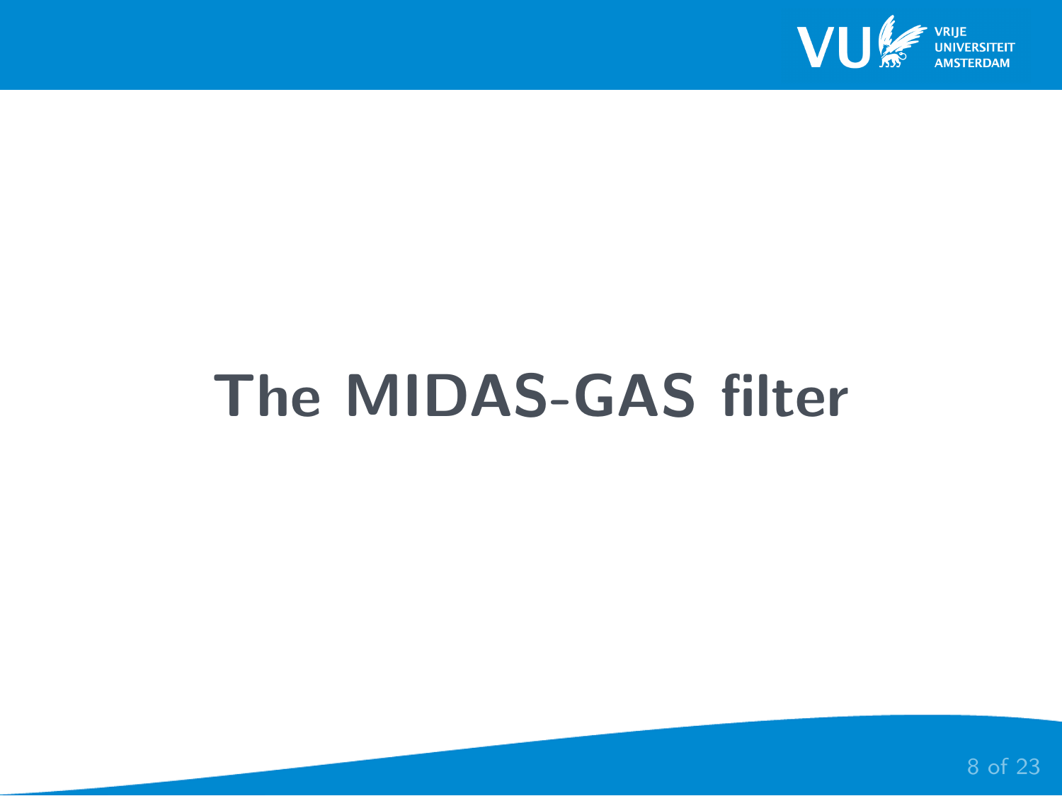# The MIDAS-GAS filter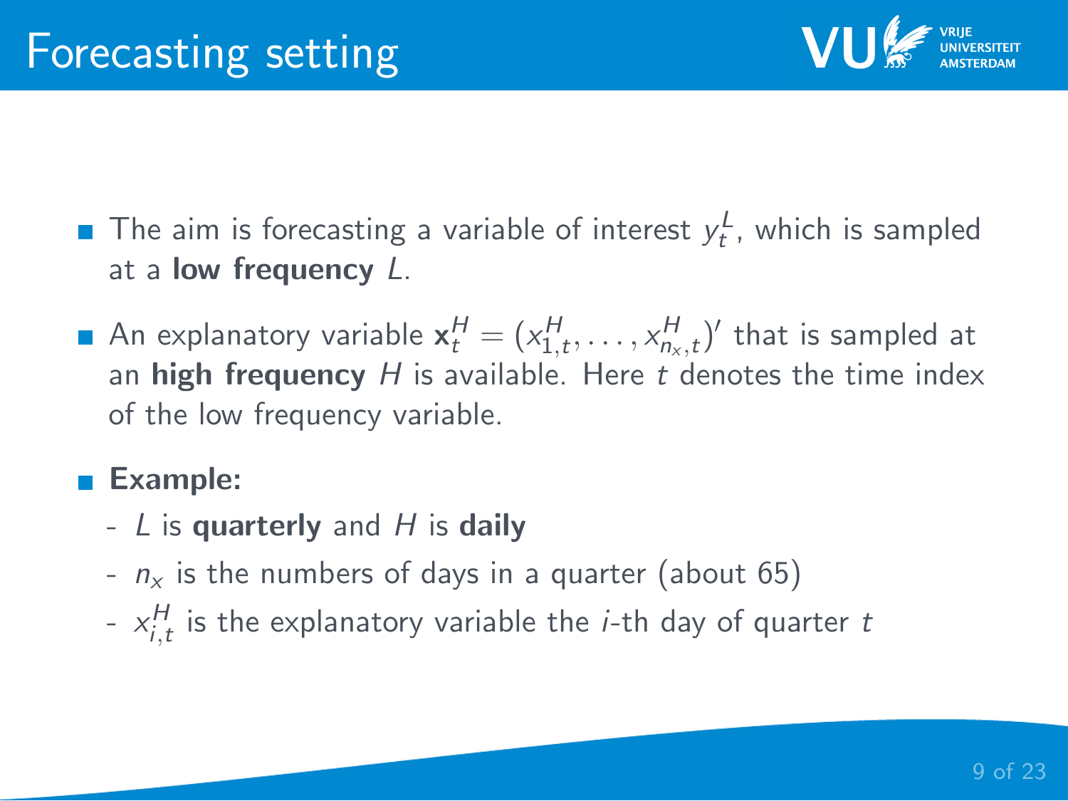# Forecasting setting

- The aim is forecasting a variable of interest $y_t^L$, which is sampled at a **low frequency** $L$.
- An explanatory variable $\mathbf{x}_t^H = (x_{1,t}^H, \dots, x_{n_x,t}^H)'$ that is sampled at an **high frequency** $H$ is available. Here $t$ denotes the time index of the low frequency variable.
- **Example:**
  - $L$ is **quarterly** and $H$ is **daily**
  - $n_x$ is the numbers of days in a quarter (about 65)
  - $x_{i,t}^H$ is the explanatory variable the $i$-th day of quarter $t$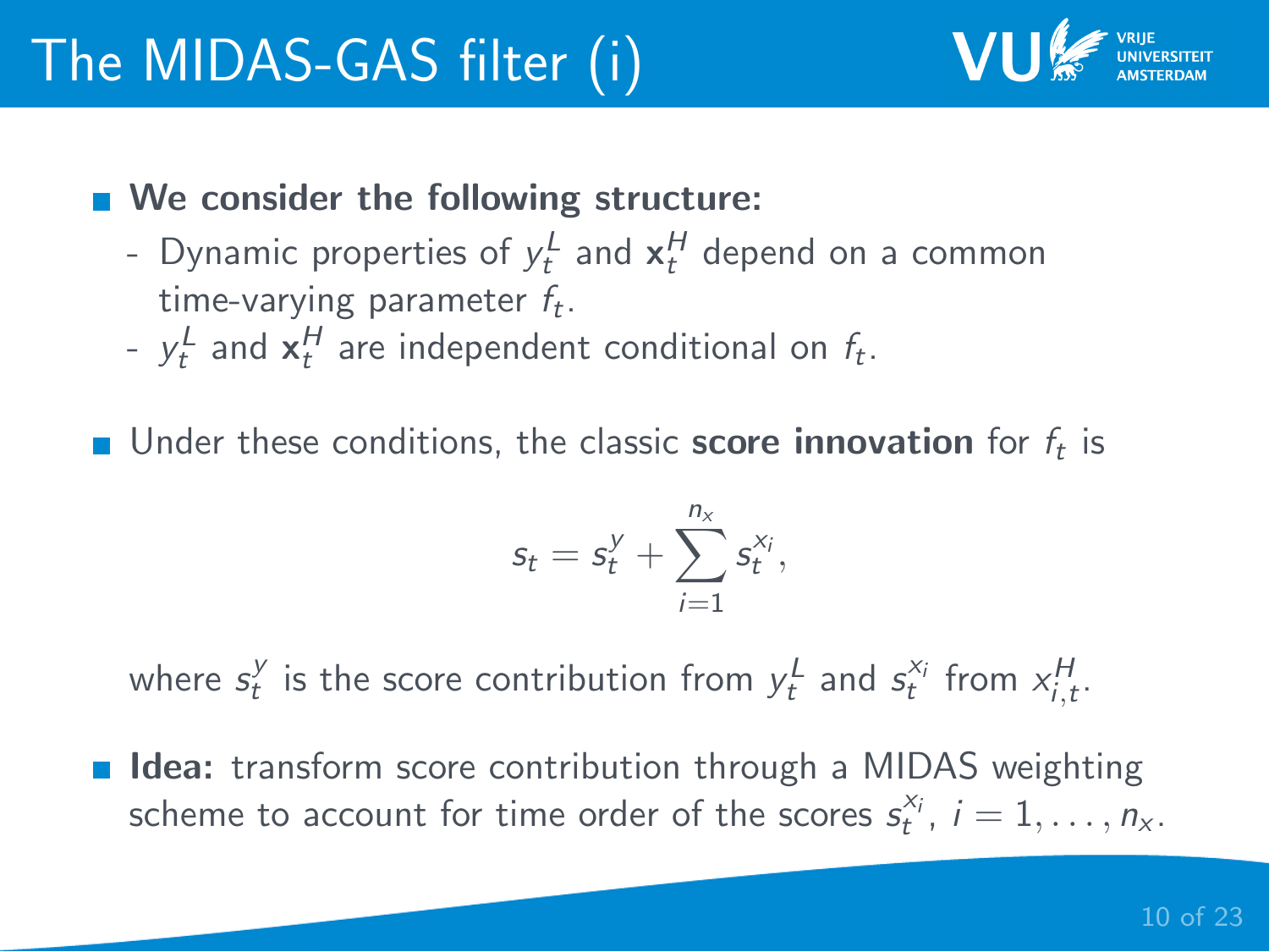# The MIDAS-GAS filter (i)

- **We consider the following structure:**
  - Dynamic properties of $y_t^L$ and $\mathbf{x}_t^H$ depend on a common time-varying parameter $f_t$.
  - $y_t^L$ and $\mathbf{x}_t^H$ are independent conditional on $f_t$.

- Under these conditions, the classic **score innovation** for $f_t$ is

$$s_t = s_t^y + \sum_{i=1}^{n_x} s_t^{x_i},$$

  where $s_t^y$ is the score contribution from $y_t^L$ and $s_t^{x_i}$ from $x_{i,t}^H$.

- **Idea:** transform score contribution through a MIDAS weighting scheme to account for time order of the scores $s_t^{x_i}$, $i = 1, \ldots, n_x$.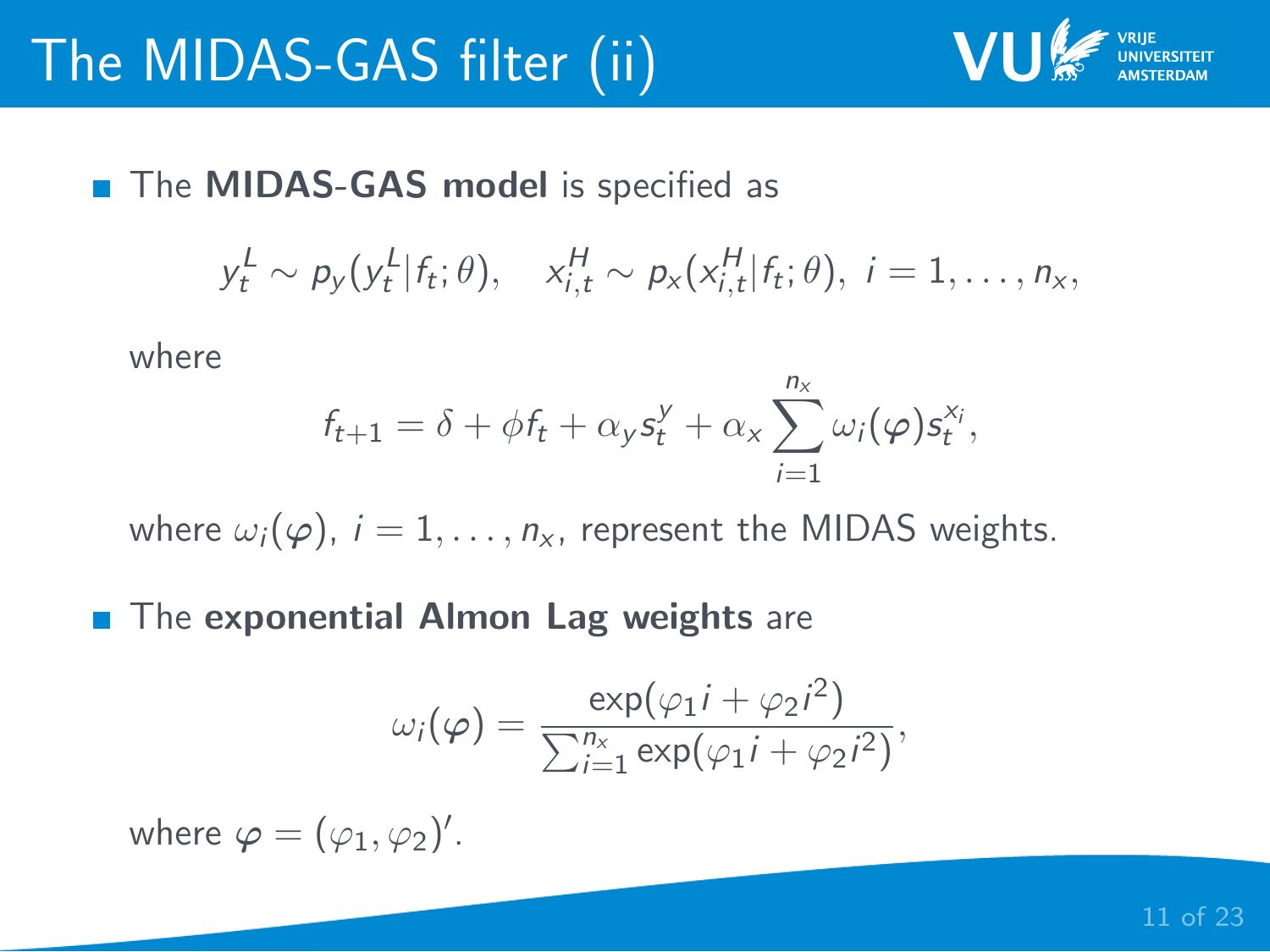# The MIDAS-GAS filter (ii)

- The **MIDAS-GAS model** is specified as

$$y_t^L \sim p_y(y_t^L | f_t; \theta), \quad x_{i,t}^H \sim p_x(x_{i,t}^H | f_t; \theta), \; i = 1, \ldots, n_x,$$

where

$$f_{t+1} = \delta + \phi f_t + \alpha_y s_t^y + \alpha_x \sum_{i=1}^{n_x} \omega_i(\boldsymbol{\varphi}) s_t^{x_i},$$

where $\omega_i(\boldsymbol{\varphi})$, $i = 1, \ldots, n_x$, represent the MIDAS weights.

- The **exponential Almon Lag weights** are

$$\omega_i(\boldsymbol{\varphi}) = \frac{\exp(\varphi_1 i + \varphi_2 i^2)}{\sum_{i=1}^{n_x} \exp(\varphi_1 i + \varphi_2 i^2)},$$

where $\boldsymbol{\varphi} = (\varphi_1, \varphi_2)'$.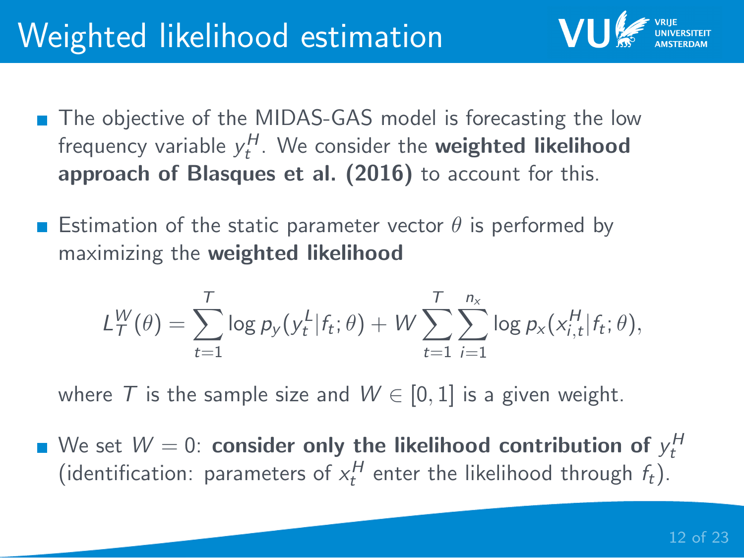# Weighted likelihood estimation

- The objective of the MIDAS-GAS model is forecasting the low frequency variable $y_t^H$. We consider the **weighted likelihood approach of Blasques et al. (2016)** to account for this.

- Estimation of the static parameter vector $\theta$ is performed by maximizing the **weighted likelihood**

$$L_T^W(\theta) = \sum_{t=1}^{T} \log p_y(y_t^L | f_t; \theta) + W \sum_{t=1}^{T} \sum_{i=1}^{n_x} \log p_x(x_{i,t}^H | f_t; \theta),$$

  where $T$ is the sample size and $W \in [0, 1]$ is a given weight.

- We set $W = 0$: **consider only the likelihood contribution of $y_t^H$** (identification: parameters of $x_t^H$ enter the likelihood through $f_t$).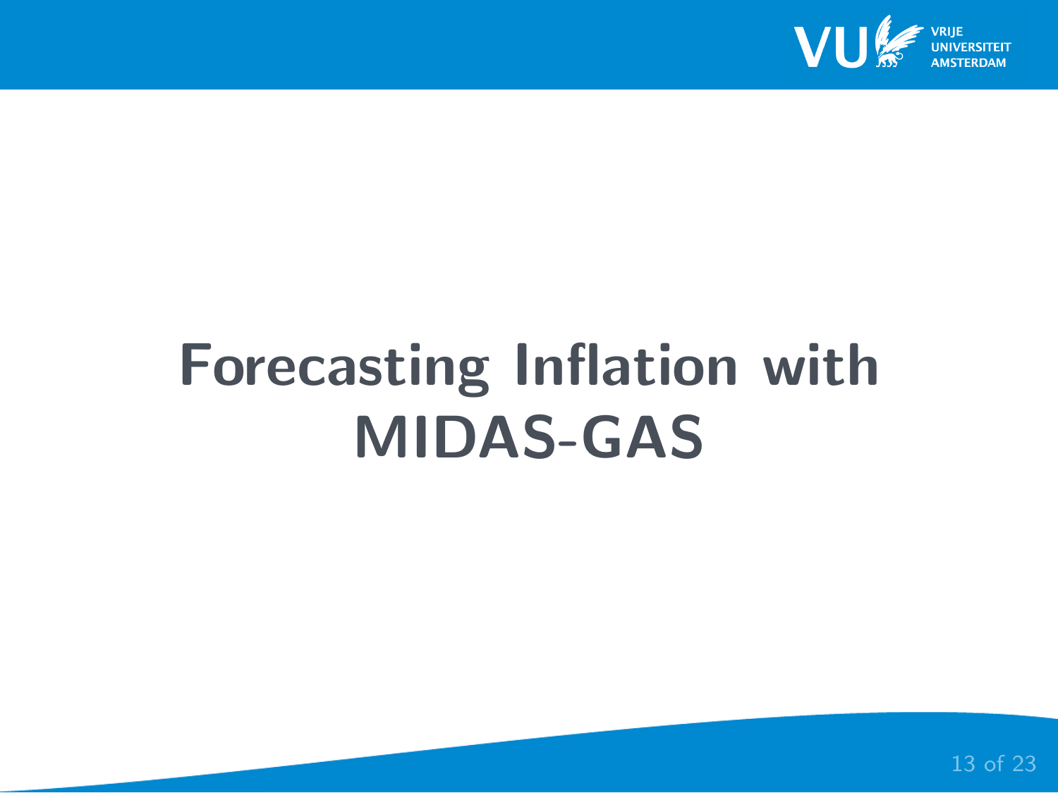# Forecasting Inflation with MIDAS-GAS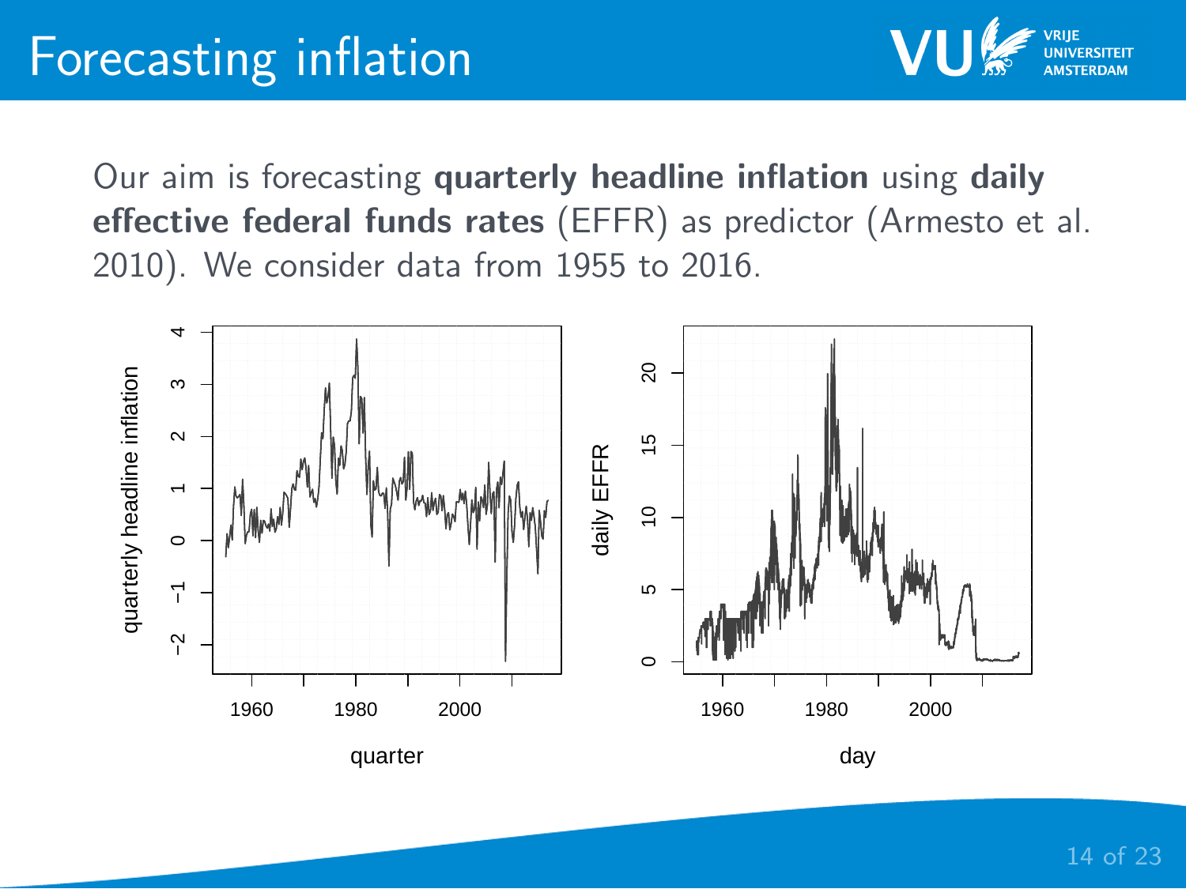# Forecasting inflation

Our aim is forecasting **quarterly headline inflation** using **daily effective federal funds rates** (EFFR) as predictor (Armesto et al. 2010). We consider data from 1955 to 2016.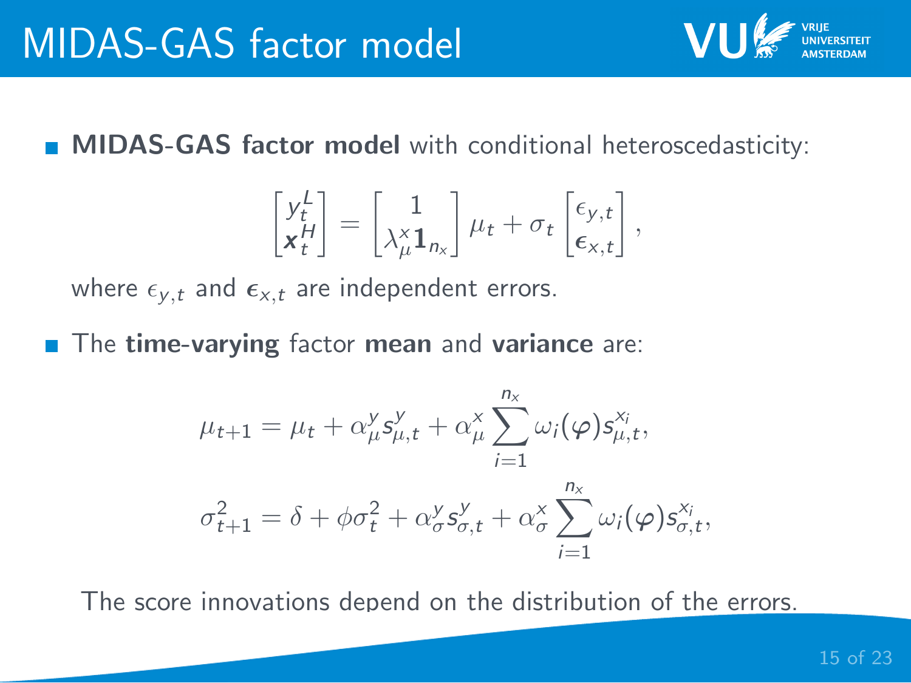# MIDAS-GAS factor model

- **MIDAS-GAS factor model** with conditional heteroscedasticity:

$$\begin{bmatrix} y_t^L \\ \boldsymbol{x}_t^H \end{bmatrix} = \begin{bmatrix} 1 \\ \lambda_\mu^x \mathbf{1}_{n_x} \end{bmatrix} \mu_t + \sigma_t \begin{bmatrix} \epsilon_{y,t} \\ \boldsymbol{\epsilon}_{x,t} \end{bmatrix},$$

where $\epsilon_{y,t}$ and $\boldsymbol{\epsilon}_{x,t}$ are independent errors.

- The **time-varying** factor **mean** and **variance** are:

$$\mu_{t+1} = \mu_t + \alpha_\mu^y s_{\mu,t}^y + \alpha_\mu^x \sum_{i=1}^{n_x} \omega_i(\boldsymbol{\varphi}) s_{\mu,t}^{x_i},$$

$$\sigma_{t+1}^2 = \delta + \phi \sigma_t^2 + \alpha_\sigma^y s_{\sigma,t}^y + \alpha_\sigma^x \sum_{i=1}^{n_x} \omega_i(\boldsymbol{\varphi}) s_{\sigma,t}^{x_i},$$

The score innovations depend on the distribution of the errors.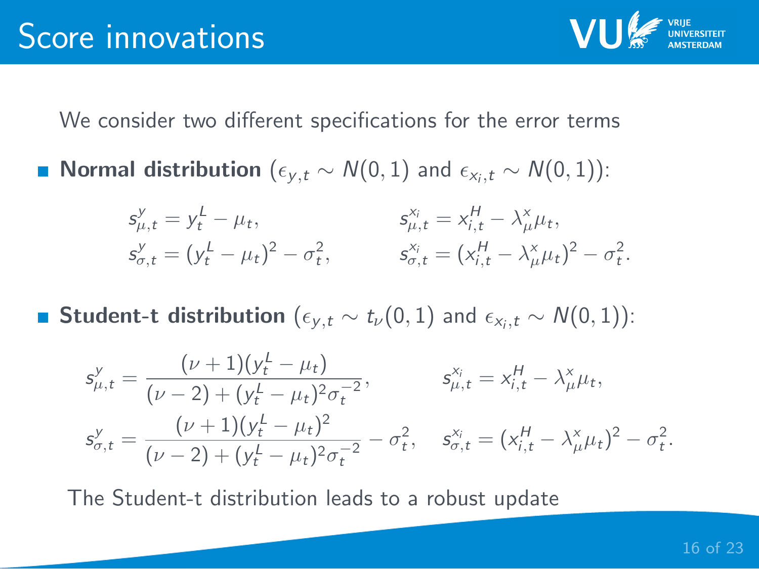# Score innovations

We consider two different specifications for the error terms

- **Normal distribution** ($\epsilon_{y,t} \sim N(0,1)$ and $\epsilon_{x_i,t} \sim N(0,1)$):

$$
s^{y}_{\mu,t} = y^{L}_{t} - \mu_t, \qquad s^{x_i}_{\mu,t} = x^{H}_{i,t} - \lambda^{x}_{\mu}\mu_t,
$$

$$
s^{y}_{\sigma,t} = (y^{L}_{t} - \mu_t)^2 - \sigma^2_t, \qquad s^{x_i}_{\sigma,t} = (x^{H}_{i,t} - \lambda^{x}_{\mu}\mu_t)^2 - \sigma^2_t.
$$

- **Student-t distribution** ($\epsilon_{y,t} \sim t_{\nu}(0,1)$ and $\epsilon_{x_i,t} \sim N(0,1)$):

$$
s^{y}_{\mu,t} = \frac{(\nu+1)(y^{L}_{t} - \mu_t)}{(\nu-2) + (y^{L}_{t} - \mu_t)^2\sigma_t^{-2}}, \qquad s^{x_i}_{\mu,t} = x^{H}_{i,t} - \lambda^{x}_{\mu}\mu_t,
$$

$$
s^{y}_{\sigma,t} = \frac{(\nu+1)(y^{L}_{t} - \mu_t)^2}{(\nu-2) + (y^{L}_{t} - \mu_t)^2\sigma_t^{-2}} - \sigma^2_t, \qquad s^{x_i}_{\sigma,t} = (x^{H}_{i,t} - \lambda^{x}_{\mu}\mu_t)^2 - \sigma^2_t.
$$

The Student-t distribution leads to a robust update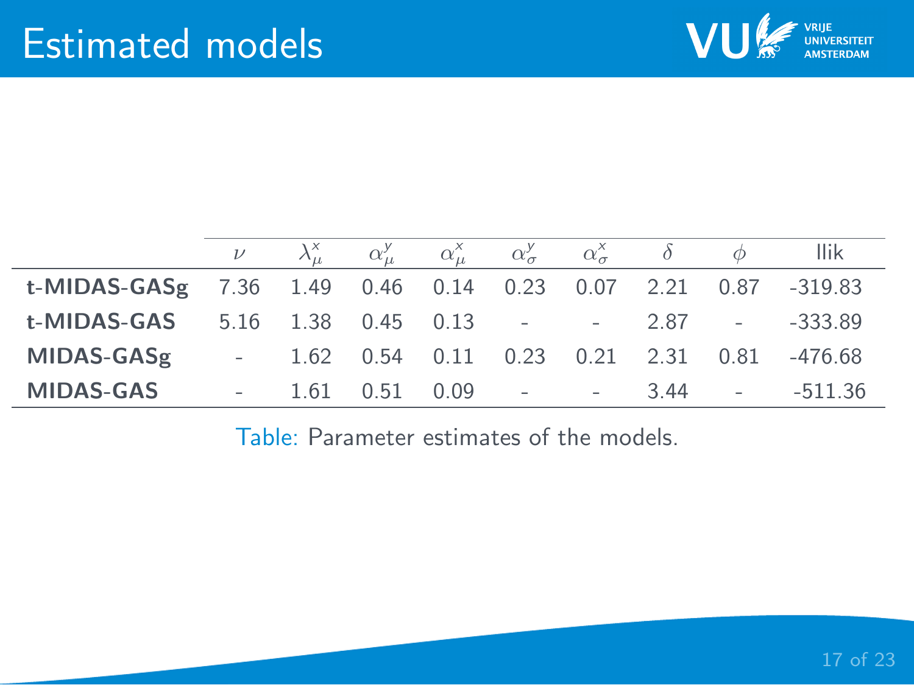# Estimated models

| | $\nu$ | $\lambda_\mu^x$ | $\alpha_\mu^y$ | $\alpha_\mu^x$ | $\alpha_\sigma^y$ | $\alpha_\sigma^x$ | $\delta$ | $\phi$ | llik |
|---|---|---|---|---|---|---|---|---|---|
| **t-MIDAS-GASg** | 7.36 | 1.49 | 0.46 | 0.14 | 0.23 | 0.07 | 2.21 | 0.87 | -319.83 |
| **t-MIDAS-GAS** | 5.16 | 1.38 | 0.45 | 0.13 | - | - | 2.87 | - | -333.89 |
| **MIDAS-GASg** | - | 1.62 | 0.54 | 0.11 | 0.23 | 0.21 | 2.31 | 0.81 | -476.68 |
| **MIDAS-GAS** | - | 1.61 | 0.51 | 0.09 | - | - | 3.44 | - | -511.36 |

Table: Parameter estimates of the models.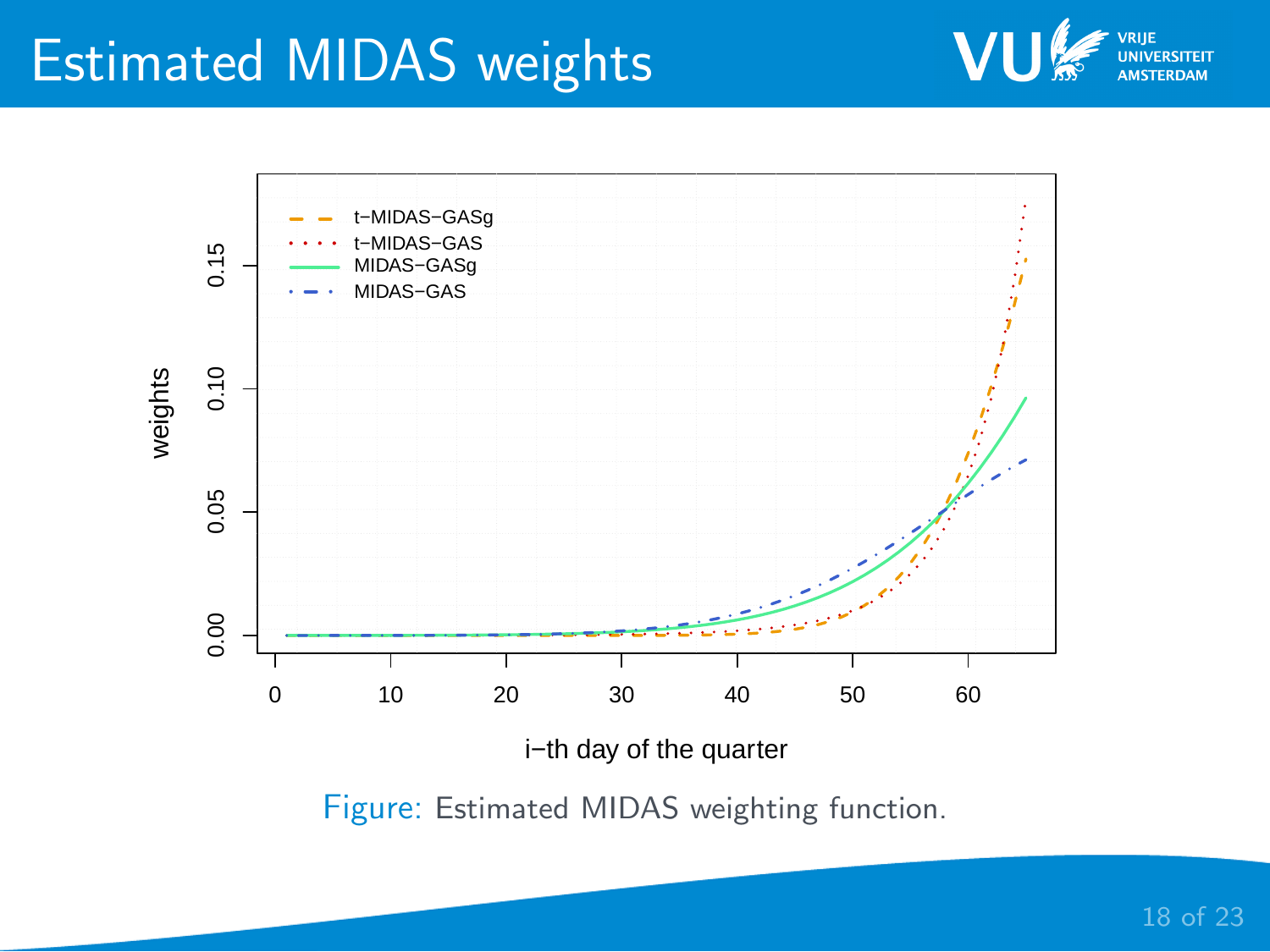# Estimated MIDAS weights

Figure: Estimated MIDAS weighting function.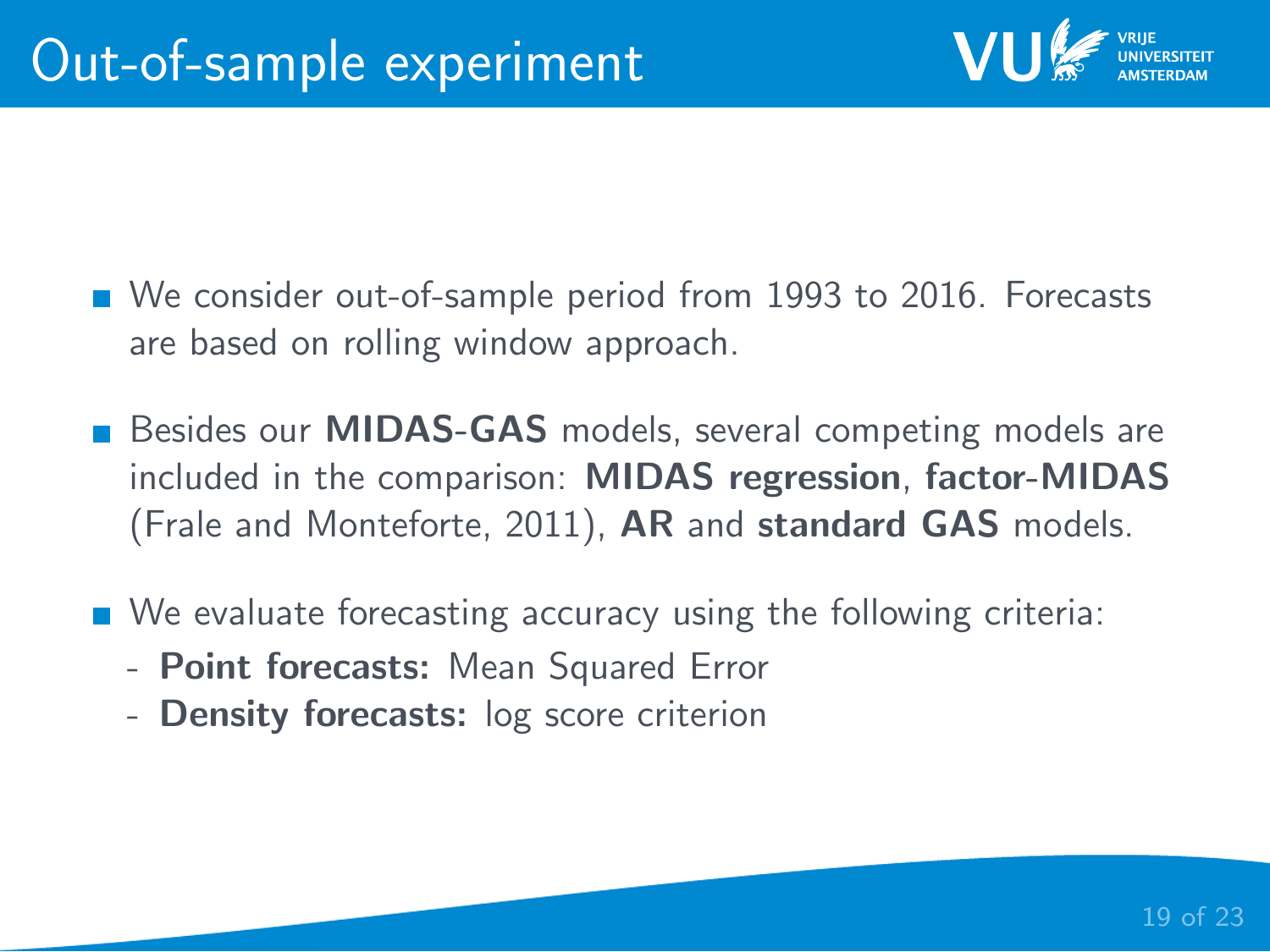# Out-of-sample experiment

- We consider out-of-sample period from 1993 to 2016. Forecasts are based on rolling window approach.
- Besides our **MIDAS-GAS** models, several competing models are included in the comparison: **MIDAS regression**, **factor-MIDAS** (Frale and Monteforte, 2011), **AR** and **standard GAS** models.
- We evaluate forecasting accuracy using the following criteria:
  - **Point forecasts:** Mean Squared Error
  - **Density forecasts:** log score criterion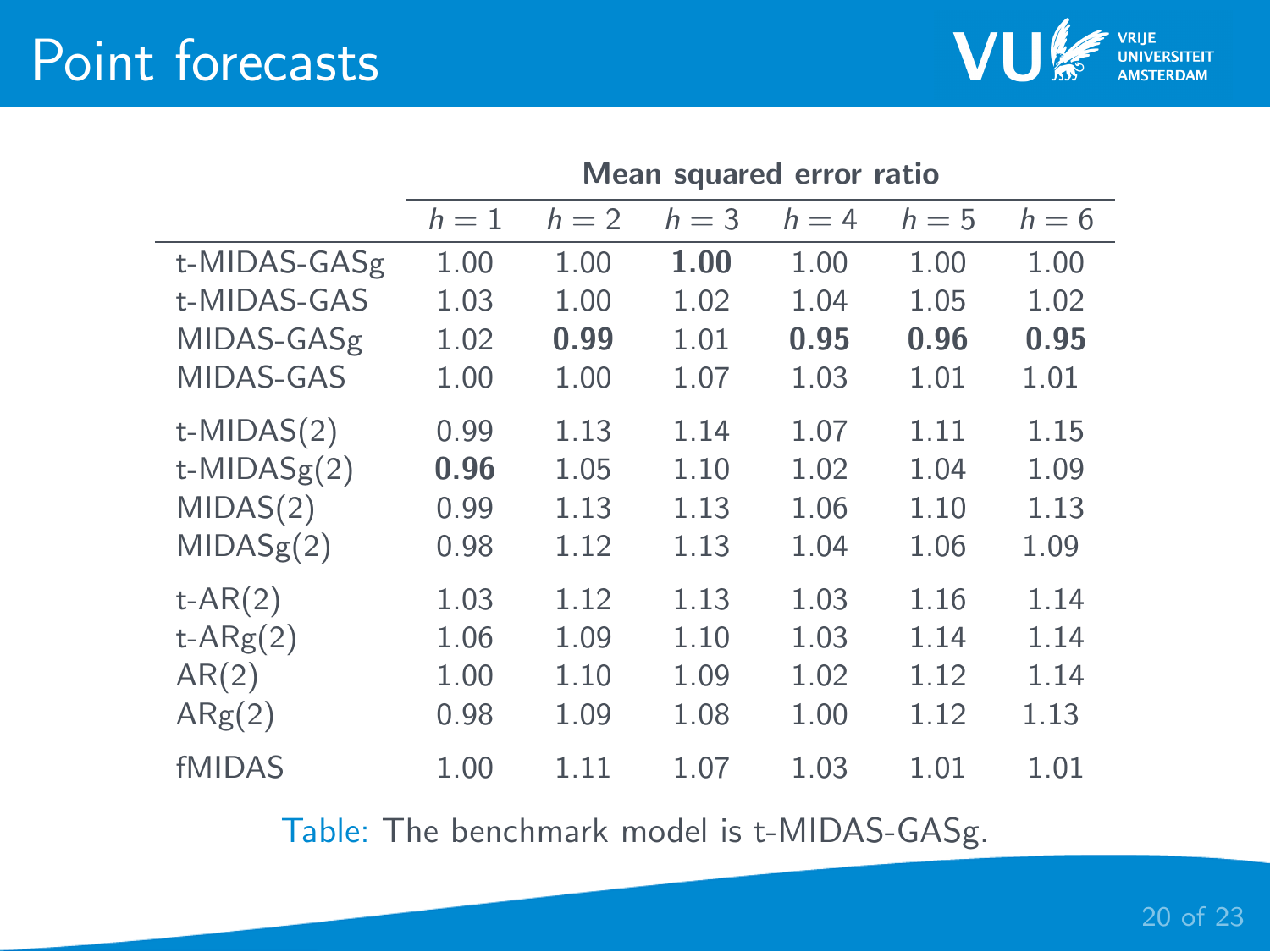# Point forecasts

| | Mean squared error ratio | | | | | |
|---|---|---|---|---|---|---|
| | $h = 1$ | $h = 2$ | $h = 3$ | $h = 4$ | $h = 5$ | $h = 6$ |
| t-MIDAS-GASg | 1.00 | 1.00 | **1.00** | 1.00 | 1.00 | 1.00 |
| t-MIDAS-GAS | 1.03 | 1.00 | 1.02 | 1.04 | 1.05 | 1.02 |
| MIDAS-GASg | 1.02 | **0.99** | 1.01 | **0.95** | **0.96** | **0.95** |
| MIDAS-GAS | 1.00 | 1.00 | 1.07 | 1.03 | 1.01 | 1.01 |
| t-MIDAS(2) | 0.99 | 1.13 | 1.14 | 1.07 | 1.11 | 1.15 |
| t-MIDASg(2) | **0.96** | 1.05 | 1.10 | 1.02 | 1.04 | 1.09 |
| MIDAS(2) | 0.99 | 1.13 | 1.13 | 1.06 | 1.10 | 1.13 |
| MIDASg(2) | 0.98 | 1.12 | 1.13 | 1.04 | 1.06 | 1.09 |
| t-AR(2) | 1.03 | 1.12 | 1.13 | 1.03 | 1.16 | 1.14 |
| t-ARg(2) | 1.06 | 1.09 | 1.10 | 1.03 | 1.14 | 1.14 |
| AR(2) | 1.00 | 1.10 | 1.09 | 1.02 | 1.12 | 1.14 |
| ARg(2) | 0.98 | 1.09 | 1.08 | 1.00 | 1.12 | 1.13 |
| fMIDAS | 1.00 | 1.11 | 1.07 | 1.03 | 1.01 | 1.01 |

Table: The benchmark model is t-MIDAS-GASg.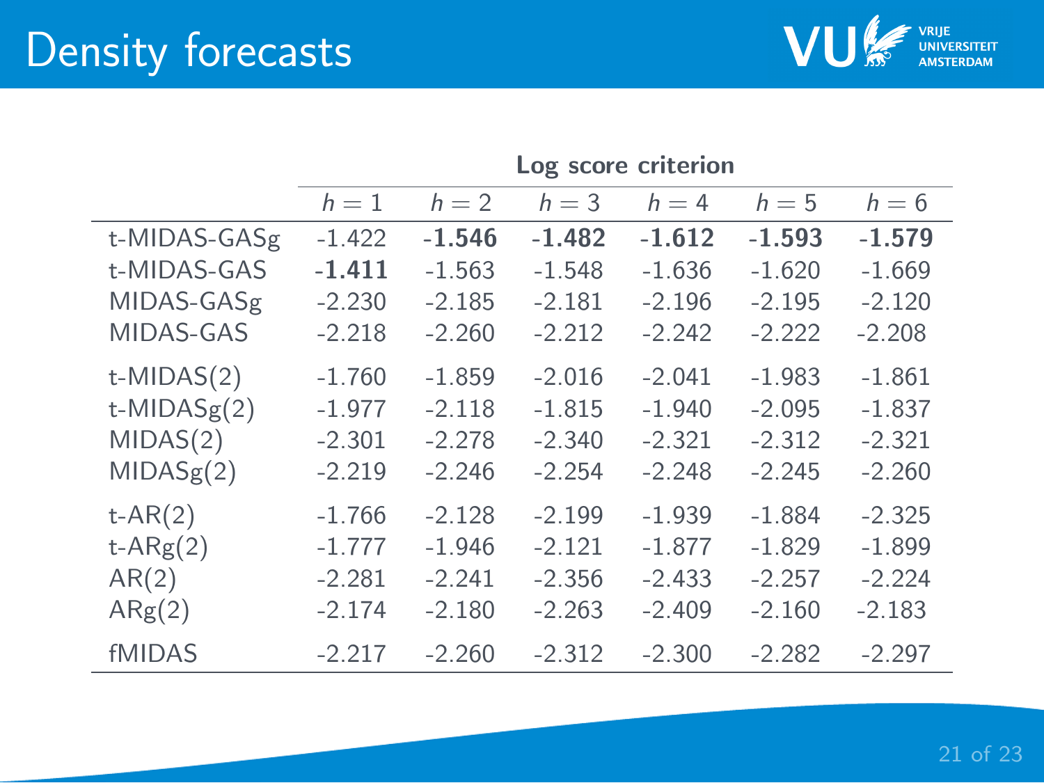# Density forecasts

| | Log score criterion | | | | | |
|---|---|---|---|---|---|---|
| | $h = 1$ | $h = 2$ | $h = 3$ | $h = 4$ | $h = 5$ | $h = 6$ |
| t-MIDAS-GASg | -1.422 | **-1.546** | **-1.482** | **-1.612** | **-1.593** | **-1.579** |
| t-MIDAS-GAS | **-1.411** | -1.563 | -1.548 | -1.636 | -1.620 | -1.669 |
| MIDAS-GASg | -2.230 | -2.185 | -2.181 | -2.196 | -2.195 | -2.120 |
| MIDAS-GAS | -2.218 | -2.260 | -2.212 | -2.242 | -2.222 | -2.208 |
| t-MIDAS(2) | -1.760 | -1.859 | -2.016 | -2.041 | -1.983 | -1.861 |
| t-MIDASg(2) | -1.977 | -2.118 | -1.815 | -1.940 | -2.095 | -1.837 |
| MIDAS(2) | -2.301 | -2.278 | -2.340 | -2.321 | -2.312 | -2.321 |
| MIDASg(2) | -2.219 | -2.246 | -2.254 | -2.248 | -2.245 | -2.260 |
| t-AR(2) | -1.766 | -2.128 | -2.199 | -1.939 | -1.884 | -2.325 |
| t-ARg(2) | -1.777 | -1.946 | -2.121 | -1.877 | -1.829 | -1.899 |
| AR(2) | -2.281 | -2.241 | -2.356 | -2.433 | -2.257 | -2.224 |
| ARg(2) | -2.174 | -2.180 | -2.263 | -2.409 | -2.160 | -2.183 |
| fMIDAS | -2.217 | -2.260 | -2.312 | -2.300 | -2.282 | -2.297 |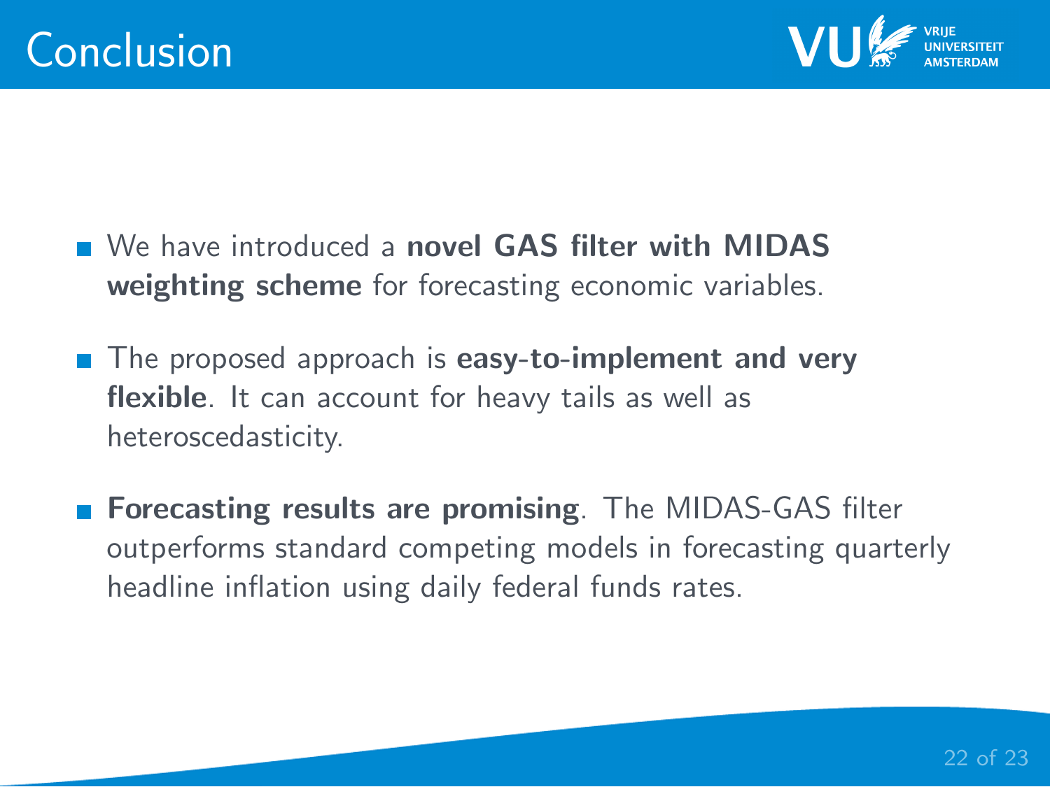# Conclusion

- We have introduced a **novel GAS filter with MIDAS weighting scheme** for forecasting economic variables.
- The proposed approach is **easy-to-implement and very flexible**. It can account for heavy tails as well as heteroscedasticity.
- **Forecasting results are promising**. The MIDAS-GAS filter outperforms standard competing models in forecasting quarterly headline inflation using daily federal funds rates.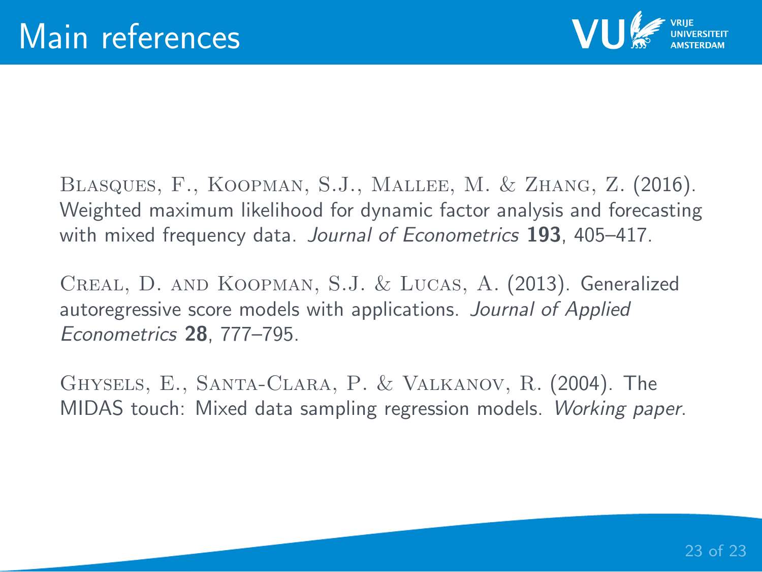# Main references

Blasques, F., Koopman, S.J., Mallee, M. & Zhang, Z. (2016). Weighted maximum likelihood for dynamic factor analysis and forecasting with mixed frequency data. *Journal of Econometrics* **193**, 405–417.

Creal, D. and Koopman, S.J. & Lucas, A. (2013). Generalized autoregressive score models with applications. *Journal of Applied Econometrics* **28**, 777–795.

Ghysels, E., Santa-Clara, P. & Valkanov, R. (2004). The MIDAS touch: Mixed data sampling regression models. *Working paper*.